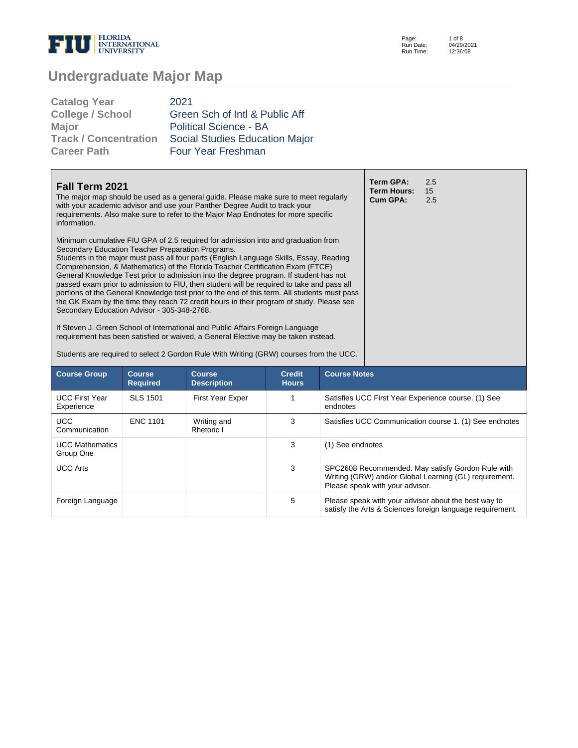# Undergraduate Major Map

| | |
|---|---|
| **Catalog Year** | 2021 |
| **College / School** | Green Sch of Intl & Public Aff |
| **Major** | Political Science - BA |
| **Track / Concentration** | Social Studies Education Major |
| **Career Path** | Four Year Freshman |

## Fall Term 2021

**Term GPA:** 2.5
**Term Hours:** 15
**Cum GPA:** 2.5

The major map should be used as a general guide. Please make sure to meet regularly with your academic advisor and use your Panther Degree Audit to track your requirements. Also make sure to refer to the Major Map Endnotes for more specific information.

Minimum cumulative FIU GPA of 2.5 required for admission into and graduation from Secondary Education Teacher Preparation Programs.
Students in the major must pass all four parts (English Language Skills, Essay, Reading Comprehension, & Mathematics) of the Florida Teacher Certification Exam (FTCE) General Knowledge Test prior to admission into the degree program. If student has not passed exam prior to admission to FIU, then student will be required to take and pass all portions of the General Knowledge test prior to the end of this term. All students must pass the GK Exam by the time they reach 72 credit hours in their program of study. Please see Secondary Education Advisor - 305-348-2768.

If Steven J. Green School of International and Public Affairs Foreign Language requirement has been satisfied or waived, a General Elective may be taken instead.

Students are required to select 2 Gordon Rule With Writing (GRW) courses from the UCC.

| Course Group | Course Required | Course Description | Credit Hours | Course Notes |
|---|---|---|---|---|
| UCC First Year Experience | SLS 1501 | First Year Exper | 1 | Satisfies UCC First Year Experience course. (1) See endnotes |
| UCC Communication | ENC 1101 | Writing and Rhetoric I | 3 | Satisfies UCC Communication course 1. (1) See endnotes |
| UCC Mathematics Group One | | | 3 | (1) See endnotes |
| UCC Arts | | | 3 | SPC2608 Recommended. May satisfy Gordon Rule with Writing (GRW) and/or Global Learning (GL) requirement. Please speak with your advisor. |
| Foreign Language | | | 5 | Please speak with your advisor about the best way to satisfy the Arts & Sciences foreign language requirement. |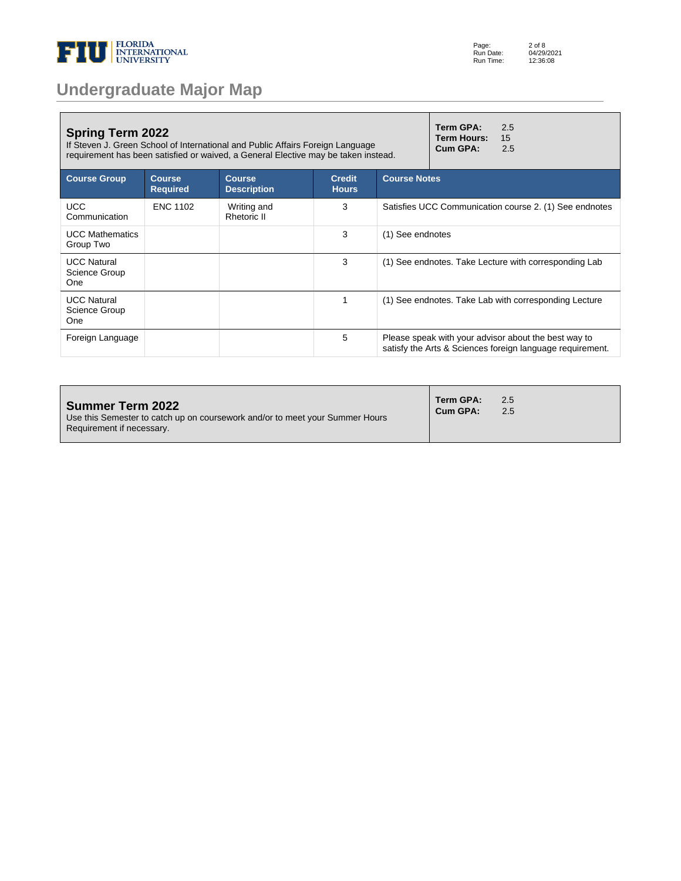# Undergraduate Major Map

## Spring Term 2022

If Steven J. Green School of International and Public Affairs Foreign Language requirement has been satisfied or waived, a General Elective may be taken instead.

**Term GPA:** 2.5
**Term Hours:** 15
**Cum GPA:** 2.5

| Course Group | Course Required | Course Description | Credit Hours | Course Notes |
|---|---|---|---|---|
| UCC Communication | ENC 1102 | Writing and Rhetoric II | 3 | Satisfies UCC Communication course 2. (1) See endnotes |
| UCC Mathematics Group Two | | | 3 | (1) See endnotes |
| UCC Natural Science Group One | | | 3 | (1) See endnotes. Take Lecture with corresponding Lab |
| UCC Natural Science Group One | | | 1 | (1) See endnotes. Take Lab with corresponding Lecture |
| Foreign Language | | | 5 | Please speak with your advisor about the best way to satisfy the Arts & Sciences foreign language requirement. |

## Summer Term 2022

Use this Semester to catch up on coursework and/or to meet your Summer Hours Requirement if necessary.

**Term GPA:** 2.5
**Cum GPA:** 2.5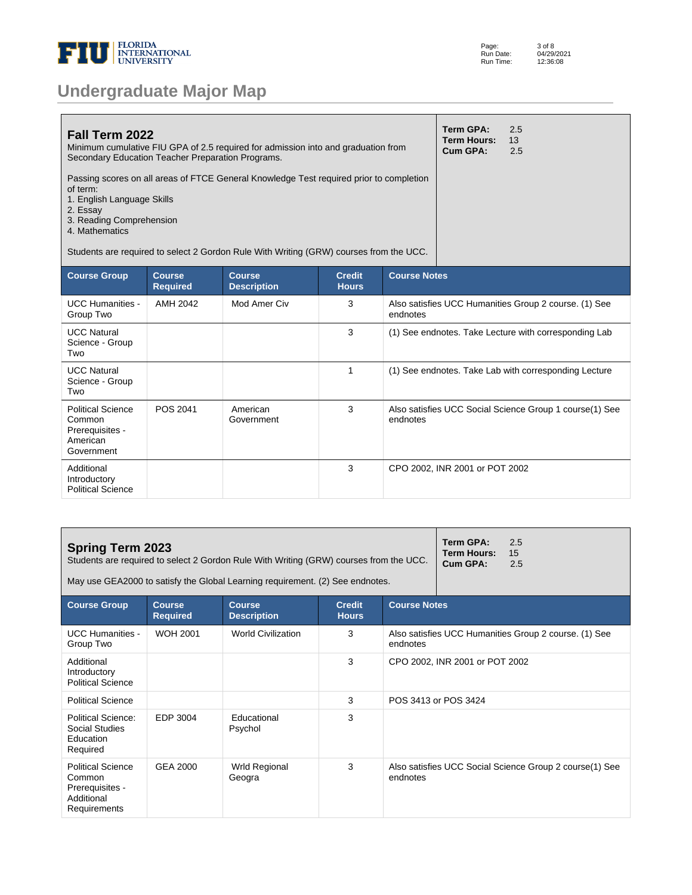# Undergraduate Major Map

## Fall Term 2022

Minimum cumulative FIU GPA of 2.5 required for admission into and graduation from Secondary Education Teacher Preparation Programs.

Passing scores on all areas of FTCE General Knowledge Test required prior to completion of term:
1. English Language Skills
2. Essay
3. Reading Comprehension
4. Mathematics

Students are required to select 2 Gordon Rule With Writing (GRW) courses from the UCC.

**Term GPA:** 2.5
**Term Hours:** 13
**Cum GPA:** 2.5

| Course Group | Course Required | Course Description | Credit Hours | Course Notes |
|---|---|---|---|---|
| UCC Humanities - Group Two | AMH 2042 | Mod Amer Civ | 3 | Also satisfies UCC Humanities Group 2 course. (1) See endnotes |
| UCC Natural Science - Group Two | | | 3 | (1) See endnotes. Take Lecture with corresponding Lab |
| UCC Natural Science - Group Two | | | 1 | (1) See endnotes. Take Lab with corresponding Lecture |
| Political Science Common Prerequisites - American Government | POS 2041 | American Government | 3 | Also satisfies UCC Social Science Group 1 course(1) See endnotes |
| Additional Introductory Political Science | | | 3 | CPO 2002, INR 2001 or POT 2002 |

## Spring Term 2023

Students are required to select 2 Gordon Rule With Writing (GRW) courses from the UCC.

May use GEA2000 to satisfy the Global Learning requirement. (2) See endnotes.

**Term GPA:** 2.5
**Term Hours:** 15
**Cum GPA:** 2.5

| Course Group | Course Required | Course Description | Credit Hours | Course Notes |
|---|---|---|---|---|
| UCC Humanities - Group Two | WOH 2001 | World Civilization | 3 | Also satisfies UCC Humanities Group 2 course. (1) See endnotes |
| Additional Introductory Political Science | | | 3 | CPO 2002, INR 2001 or POT 2002 |
| Political Science | | | 3 | POS 3413 or POS 3424 |
| Political Science: Social Studies Education Required | EDP 3004 | Educational Psychol | 3 | |
| Political Science Common Prerequisites - Additional Requirements | GEA 2000 | Wrld Regional Geogra | 3 | Also satisfies UCC Social Science Group 2 course(1) See endnotes |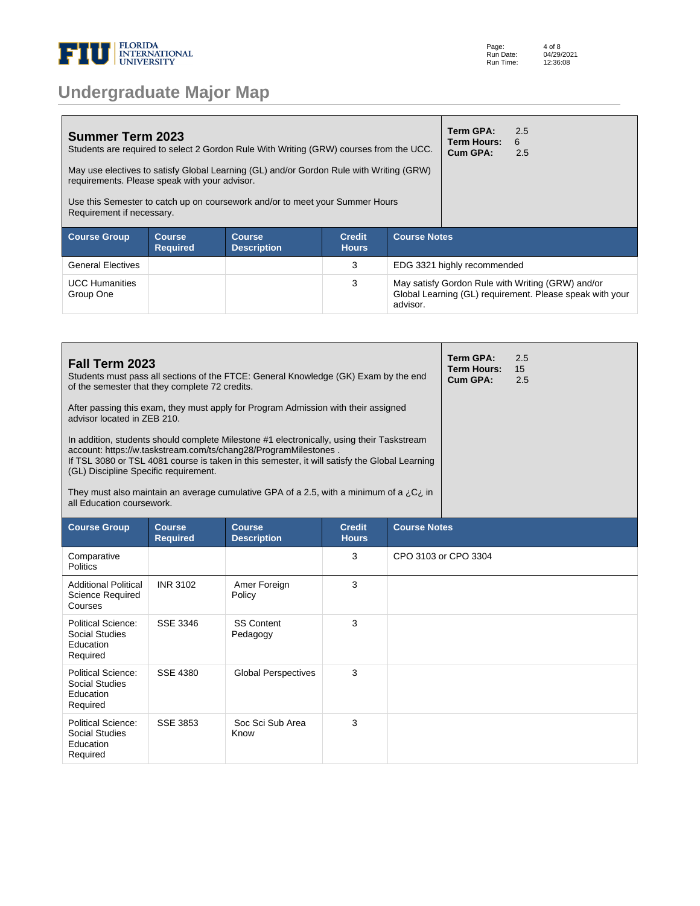# Undergraduate Major Map

## Summer Term 2023

Students are required to select 2 Gordon Rule With Writing (GRW) courses from the UCC.

May use electives to satisfy Global Learning (GL) and/or Gordon Rule with Writing (GRW) requirements. Please speak with your advisor.

Use this Semester to catch up on coursework and/or to meet your Summer Hours Requirement if necessary.

**Term GPA:** 2.5
**Term Hours:** 6
**Cum GPA:** 2.5

| Course Group | Course Required | Course Description | Credit Hours | Course Notes |
|---|---|---|---|---|
| General Electives | | | 3 | EDG 3321 highly recommended |
| UCC Humanities Group One | | | 3 | May satisfy Gordon Rule with Writing (GRW) and/or Global Learning (GL) requirement. Please speak with your advisor. |

## Fall Term 2023

Students must pass all sections of the FTCE: General Knowledge (GK) Exam by the end of the semester that they complete 72 credits.

After passing this exam, they must apply for Program Admission with their assigned advisor located in ZEB 210.

In addition, students should complete Milestone #1 electronically, using their Taskstream account: https://w.taskstream.com/ts/chang28/ProgramMilestones .
If TSL 3080 or TSL 4081 course is taken in this semester, it will satisfy the Global Learning (GL) Discipline Specific requirement.

They must also maintain an average cumulative GPA of a 2.5, with a minimum of a ¿C¿ in all Education coursework.

**Term GPA:** 2.5
**Term Hours:** 15
**Cum GPA:** 2.5

| Course Group | Course Required | Course Description | Credit Hours | Course Notes |
|---|---|---|---|---|
| Comparative Politics | | | 3 | CPO 3103 or CPO 3304 |
| Additional Political Science Required Courses | INR 3102 | Amer Foreign Policy | 3 | |
| Political Science: Social Studies Education Required | SSE 3346 | SS Content Pedagogy | 3 | |
| Political Science: Social Studies Education Required | SSE 4380 | Global Perspectives | 3 | |
| Political Science: Social Studies Education Required | SSE 3853 | Soc Sci Sub Area Know | 3 | |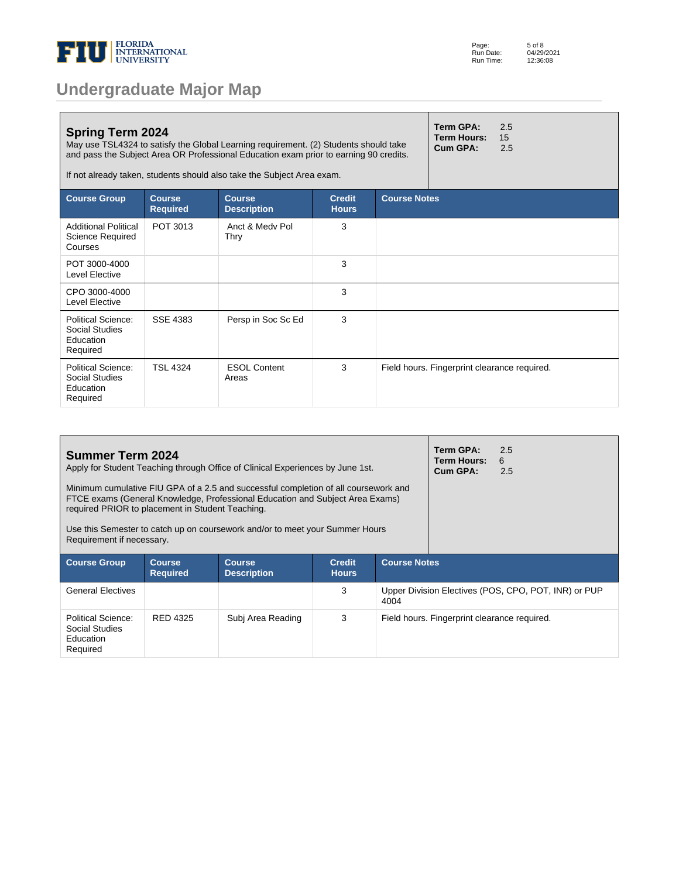# Undergraduate Major Map

## Spring Term 2024

May use TSL4324 to satisfy the Global Learning requirement. (2) Students should take and pass the Subject Area OR Professional Education exam prior to earning 90 credits.

If not already taken, students should also take the Subject Area exam.

**Term GPA:** 2.5
**Term Hours:** 15
**Cum GPA:** 2.5

| Course Group | Course Required | Course Description | Credit Hours | Course Notes |
| --- | --- | --- | --- | --- |
| Additional Political Science Required Courses | POT 3013 | Anct & Medv Pol Thry | 3 | |
| POT 3000-4000 Level Elective | | | 3 | |
| CPO 3000-4000 Level Elective | | | 3 | |
| Political Science: Social Studies Education Required | SSE 4383 | Persp in Soc Sc Ed | 3 | |
| Political Science: Social Studies Education Required | TSL 4324 | ESOL Content Areas | 3 | Field hours. Fingerprint clearance required. |

## Summer Term 2024

Apply for Student Teaching through Office of Clinical Experiences by June 1st.

Minimum cumulative FIU GPA of a 2.5 and successful completion of all coursework and FTCE exams (General Knowledge, Professional Education and Subject Area Exams) required PRIOR to placement in Student Teaching.

Use this Semester to catch up on coursework and/or to meet your Summer Hours Requirement if necessary.

**Term GPA:** 2.5
**Term Hours:** 6
**Cum GPA:** 2.5

| Course Group | Course Required | Course Description | Credit Hours | Course Notes |
| --- | --- | --- | --- | --- |
| General Electives | | | 3 | Upper Division Electives (POS, CPO, POT, INR) or PUP 4004 |
| Political Science: Social Studies Education Required | RED 4325 | Subj Area Reading | 3 | Field hours. Fingerprint clearance required. |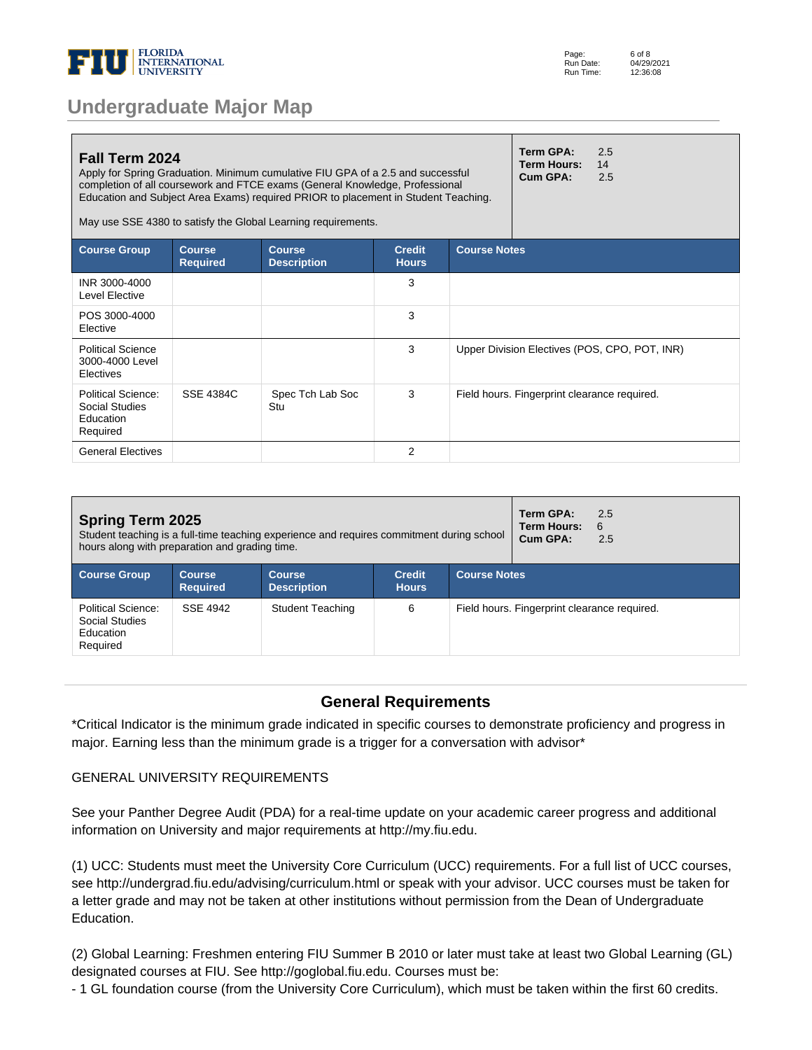## Undergraduate Major Map

### Fall Term 2024

Apply for Spring Graduation. Minimum cumulative FIU GPA of a 2.5 and successful completion of all coursework and FTCE exams (General Knowledge, Professional Education and Subject Area Exams) required PRIOR to placement in Student Teaching.

May use SSE 4380 to satisfy the Global Learning requirements.

**Term GPA:** 2.5
**Term Hours:** 14
**Cum GPA:** 2.5

| Course Group | Course Required | Course Description | Credit Hours | Course Notes |
|---|---|---|---|---|
| INR 3000-4000 Level Elective | | | 3 | |
| POS 3000-4000 Elective | | | 3 | |
| Political Science 3000-4000 Level Electives | | | 3 | Upper Division Electives (POS, CPO, POT, INR) |
| Political Science: Social Studies Education Required | SSE 4384C | Spec Tch Lab Soc Stu | 3 | Field hours. Fingerprint clearance required. |
| General Electives | | | 2 | |

### Spring Term 2025

Student teaching is a full-time teaching experience and requires commitment during school hours along with preparation and grading time.

**Term GPA:** 2.5
**Term Hours:** 6
**Cum GPA:** 2.5

| Course Group | Course Required | Course Description | Credit Hours | Course Notes |
|---|---|---|---|---|
| Political Science: Social Studies Education Required | SSE 4942 | Student Teaching | 6 | Field hours. Fingerprint clearance required. |

## General Requirements

*Critical Indicator is the minimum grade indicated in specific courses to demonstrate proficiency and progress in major. Earning less than the minimum grade is a trigger for a conversation with advisor*

GENERAL UNIVERSITY REQUIREMENTS

See your Panther Degree Audit (PDA) for a real-time update on your academic career progress and additional information on University and major requirements at http://my.fiu.edu.

(1) UCC: Students must meet the University Core Curriculum (UCC) requirements. For a full list of UCC courses, see http://undergrad.fiu.edu/advising/curriculum.html or speak with your advisor. UCC courses must be taken for a letter grade and may not be taken at other institutions without permission from the Dean of Undergraduate Education.

(2) Global Learning: Freshmen entering FIU Summer B 2010 or later must take at least two Global Learning (GL) designated courses at FIU. See http://goglobal.fiu.edu. Courses must be:
- 1 GL foundation course (from the University Core Curriculum), which must be taken within the first 60 credits.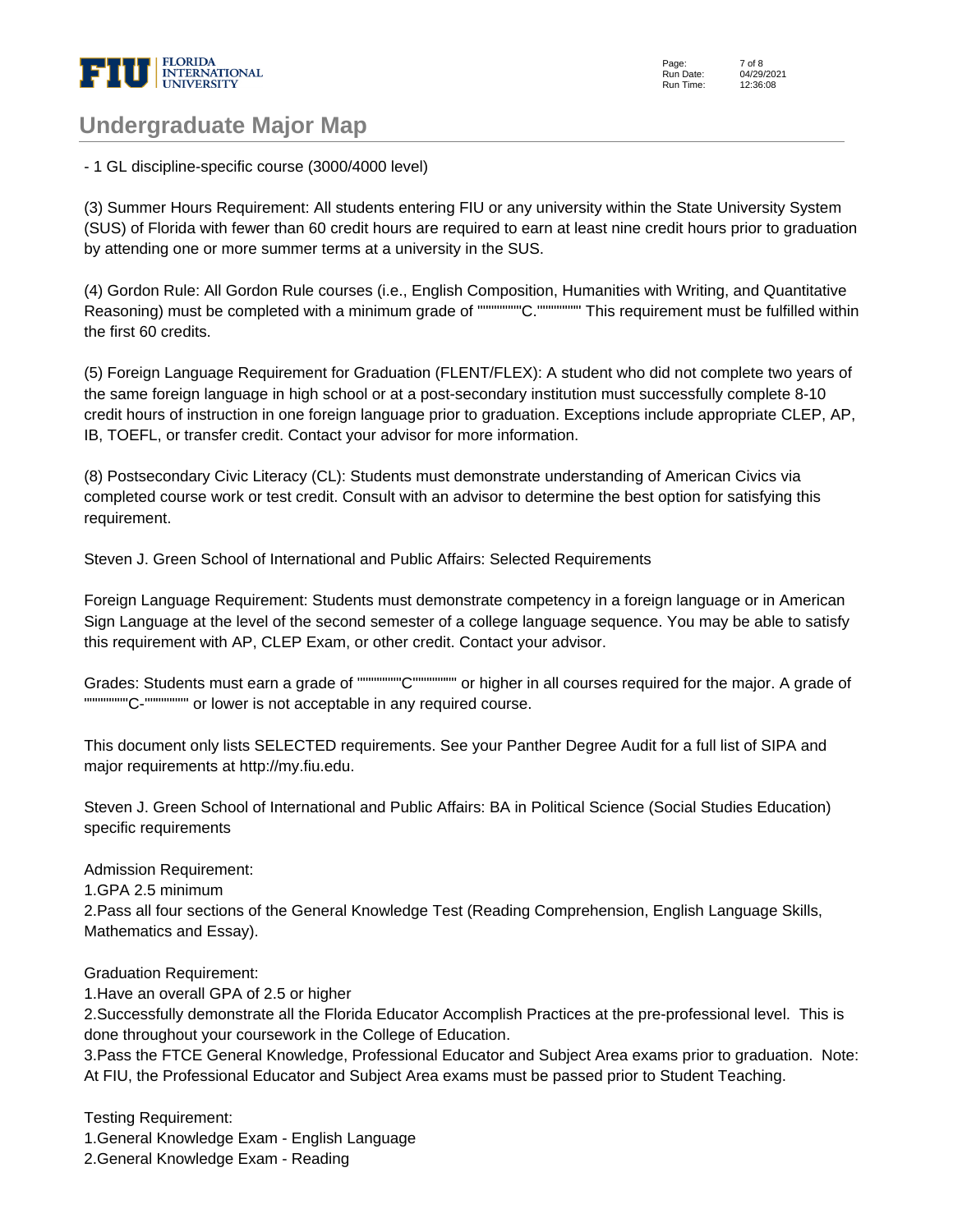## Undergraduate Major Map

- 1 GL discipline-specific course (3000/4000 level)

(3) Summer Hours Requirement: All students entering FIU or any university within the State University System (SUS) of Florida with fewer than 60 credit hours are required to earn at least nine credit hours prior to graduation by attending one or more summer terms at a university in the SUS.

(4) Gordon Rule: All Gordon Rule courses (i.e., English Composition, Humanities with Writing, and Quantitative Reasoning) must be completed with a minimum grade of """"""""C."""""""" This requirement must be fulfilled within the first 60 credits.

(5) Foreign Language Requirement for Graduation (FLENT/FLEX): A student who did not complete two years of the same foreign language in high school or at a post-secondary institution must successfully complete 8-10 credit hours of instruction in one foreign language prior to graduation. Exceptions include appropriate CLEP, AP, IB, TOEFL, or transfer credit. Contact your advisor for more information.

(8) Postsecondary Civic Literacy (CL): Students must demonstrate understanding of American Civics via completed course work or test credit. Consult with an advisor to determine the best option for satisfying this requirement.

Steven J. Green School of International and Public Affairs: Selected Requirements

Foreign Language Requirement: Students must demonstrate competency in a foreign language or in American Sign Language at the level of the second semester of a college language sequence. You may be able to satisfy this requirement with AP, CLEP Exam, or other credit. Contact your advisor.

Grades: Students must earn a grade of """"""""C"""""""" or higher in all courses required for the major. A grade of """"""""C-"""""""" or lower is not acceptable in any required course.

This document only lists SELECTED requirements. See your Panther Degree Audit for a full list of SIPA and major requirements at http://my.fiu.edu.

Steven J. Green School of International and Public Affairs: BA in Political Science (Social Studies Education) specific requirements

Admission Requirement:
1.GPA 2.5 minimum
2.Pass all four sections of the General Knowledge Test (Reading Comprehension, English Language Skills, Mathematics and Essay).

Graduation Requirement:
1.Have an overall GPA of 2.5 or higher
2.Successfully demonstrate all the Florida Educator Accomplish Practices at the pre-professional level. This is done throughout your coursework in the College of Education.
3.Pass the FTCE General Knowledge, Professional Educator and Subject Area exams prior to graduation. Note: At FIU, the Professional Educator and Subject Area exams must be passed prior to Student Teaching.

Testing Requirement:
1.General Knowledge Exam - English Language
2.General Knowledge Exam - Reading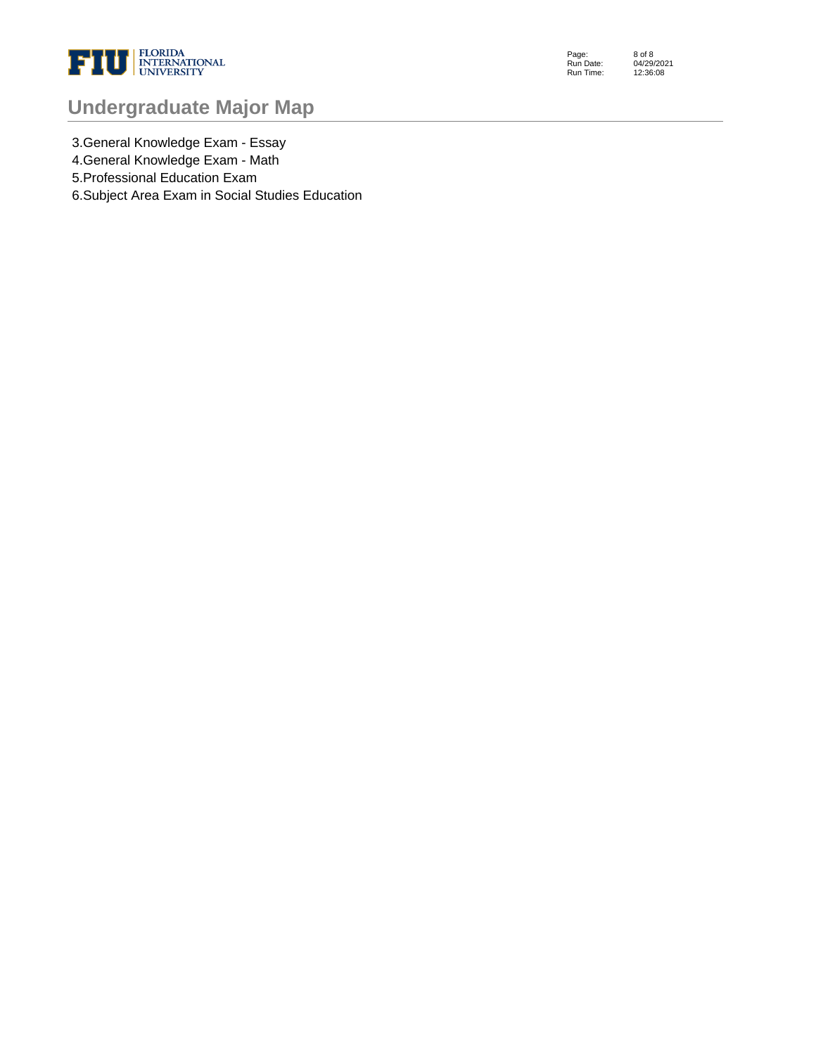# Undergraduate Major Map

3. General Knowledge Exam - Essay
4. General Knowledge Exam - Math
5. Professional Education Exam
6. Subject Area Exam in Social Studies Education